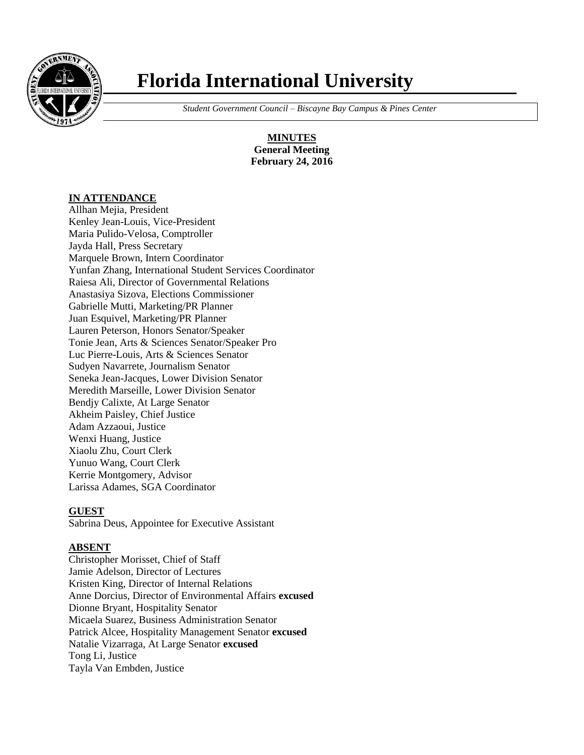# Florida International University

*Student Government Council – Biscayne Bay Campus & Pines Center*

**MINUTES**
**General Meeting**
**February 24, 2016**

**IN ATTENDANCE**

Allhan Mejia, President
Kenley Jean-Louis, Vice-President
Maria Pulido-Velosa, Comptroller
Jayda Hall, Press Secretary
Marquele Brown, Intern Coordinator
Yunfan Zhang, International Student Services Coordinator
Raiesa Ali, Director of Governmental Relations
Anastasiya Sizova, Elections Commissioner
Gabrielle Mutti, Marketing/PR Planner
Juan Esquivel, Marketing/PR Planner
Lauren Peterson, Honors Senator/Speaker
Tonie Jean, Arts & Sciences Senator/Speaker Pro
Luc Pierre-Louis, Arts & Sciences Senator
Sudyen Navarrete, Journalism Senator
Seneka Jean-Jacques, Lower Division Senator
Meredith Marseille, Lower Division Senator
Bendjy Calixte, At Large Senator
Akheim Paisley, Chief Justice
Adam Azzaoui, Justice
Wenxi Huang, Justice
Xiaolu Zhu, Court Clerk
Yunuo Wang, Court Clerk
Kerrie Montgomery, Advisor
Larissa Adames, SGA Coordinator

**GUEST**

Sabrina Deus, Appointee for Executive Assistant

**ABSENT**

Christopher Morisset, Chief of Staff
Jamie Adelson, Director of Lectures
Kristen King, Director of Internal Relations
Anne Dorcius, Director of Environmental Affairs **excused**
Dionne Bryant, Hospitality Senator
Micaela Suarez, Business Administration Senator
Patrick Alcee, Hospitality Management Senator **excused**
Natalie Vizarraga, At Large Senator **excused**
Tong Li, Justice
Tayla Van Embden, Justice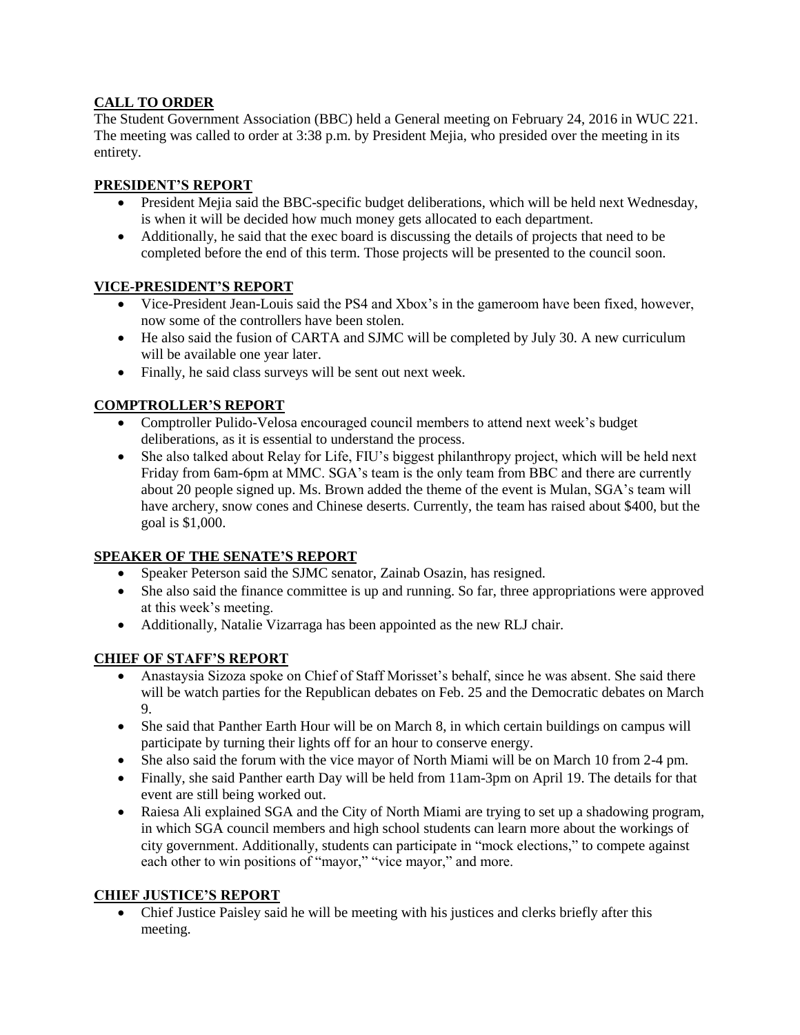## CALL TO ORDER

The Student Government Association (BBC) held a General meeting on February 24, 2016 in WUC 221. The meeting was called to order at 3:38 p.m. by President Mejia, who presided over the meeting in its entirety.

## PRESIDENT'S REPORT

- President Mejia said the BBC-specific budget deliberations, which will be held next Wednesday, is when it will be decided how much money gets allocated to each department.
- Additionally, he said that the exec board is discussing the details of projects that need to be completed before the end of this term. Those projects will be presented to the council soon.

## VICE-PRESIDENT'S REPORT

- Vice-President Jean-Louis said the PS4 and Xbox's in the gameroom have been fixed, however, now some of the controllers have been stolen.
- He also said the fusion of CARTA and SJMC will be completed by July 30. A new curriculum will be available one year later.
- Finally, he said class surveys will be sent out next week.

## COMPTROLLER'S REPORT

- Comptroller Pulido-Velosa encouraged council members to attend next week's budget deliberations, as it is essential to understand the process.
- She also talked about Relay for Life, FIU's biggest philanthropy project, which will be held next Friday from 6am-6pm at MMC. SGA's team is the only team from BBC and there are currently about 20 people signed up. Ms. Brown added the theme of the event is Mulan, SGA's team will have archery, snow cones and Chinese deserts. Currently, the team has raised about $400, but the goal is $1,000.

## SPEAKER OF THE SENATE'S REPORT

- Speaker Peterson said the SJMC senator, Zainab Osazin, has resigned.
- She also said the finance committee is up and running. So far, three appropriations were approved at this week's meeting.
- Additionally, Natalie Vizarraga has been appointed as the new RLJ chair.

## CHIEF OF STAFF'S REPORT

- Anastaysia Sizoza spoke on Chief of Staff Morisset's behalf, since he was absent. She said there will be watch parties for the Republican debates on Feb. 25 and the Democratic debates on March 9.
- She said that Panther Earth Hour will be on March 8, in which certain buildings on campus will participate by turning their lights off for an hour to conserve energy.
- She also said the forum with the vice mayor of North Miami will be on March 10 from 2-4 pm.
- Finally, she said Panther earth Day will be held from 11am-3pm on April 19. The details for that event are still being worked out.
- Raiesa Ali explained SGA and the City of North Miami are trying to set up a shadowing program, in which SGA council members and high school students can learn more about the workings of city government. Additionally, students can participate in "mock elections," to compete against each other to win positions of "mayor," "vice mayor," and more.

## CHIEF JUSTICE'S REPORT

- Chief Justice Paisley said he will be meeting with his justices and clerks briefly after this meeting.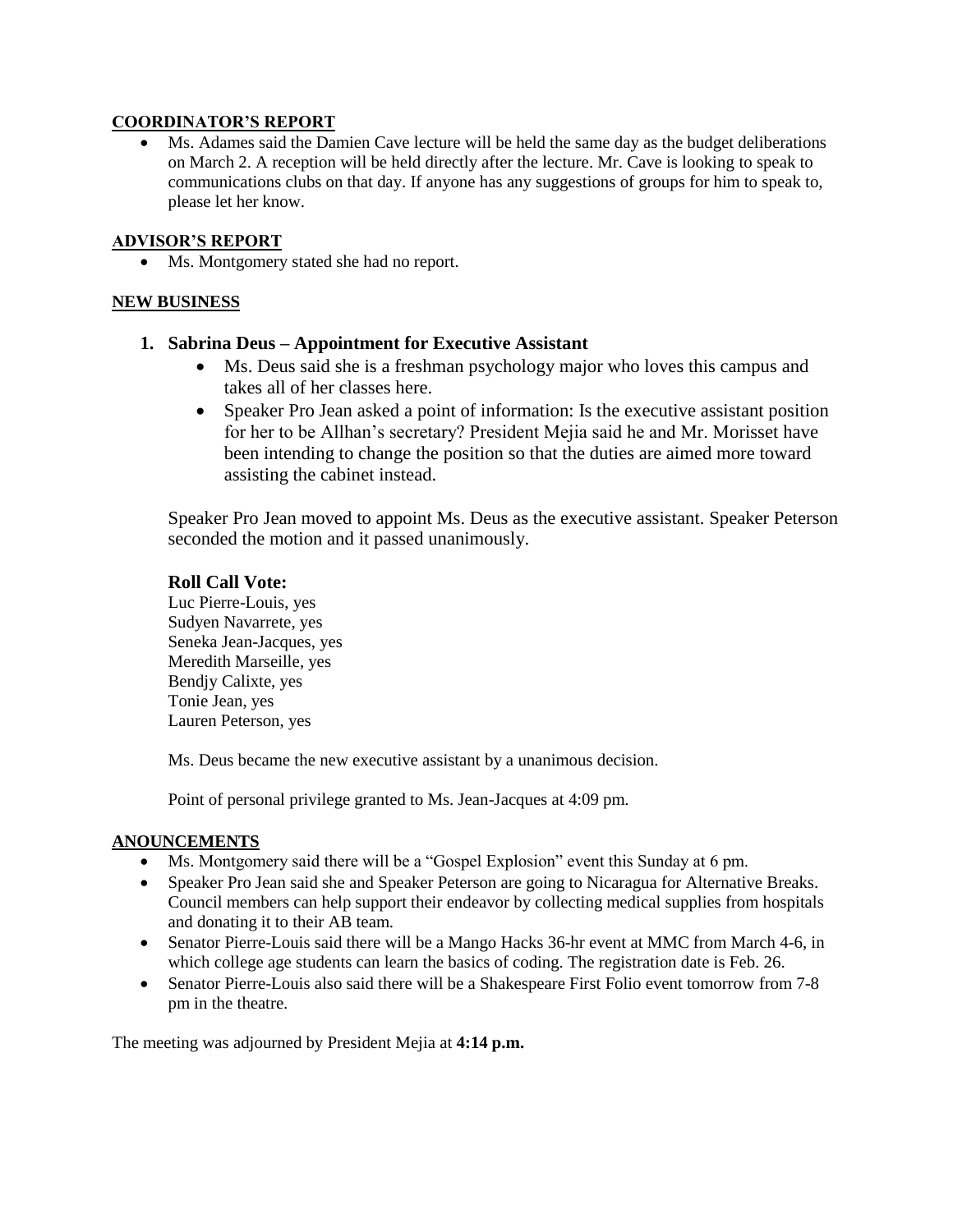## COORDINATOR'S REPORT

- Ms. Adames said the Damien Cave lecture will be held the same day as the budget deliberations on March 2. A reception will be held directly after the lecture. Mr. Cave is looking to speak to communications clubs on that day. If anyone has any suggestions of groups for him to speak to, please let her know.

## ADVISOR'S REPORT

- Ms. Montgomery stated she had no report.

## NEW BUSINESS

### 1. Sabrina Deus – Appointment for Executive Assistant

- Ms. Deus said she is a freshman psychology major who loves this campus and takes all of her classes here.
- Speaker Pro Jean asked a point of information: Is the executive assistant position for her to be Allhan's secretary? President Mejia said he and Mr. Morisset have been intending to change the position so that the duties are aimed more toward assisting the cabinet instead.

Speaker Pro Jean moved to appoint Ms. Deus as the executive assistant. Speaker Peterson seconded the motion and it passed unanimously.

**Roll Call Vote:**

Luc Pierre-Louis, yes
Sudyen Navarrete, yes
Seneka Jean-Jacques, yes
Meredith Marseille, yes
Bendjy Calixte, yes
Tonie Jean, yes
Lauren Peterson, yes

Ms. Deus became the new executive assistant by a unanimous decision.

Point of personal privilege granted to Ms. Jean-Jacques at 4:09 pm.

## ANOUNCEMENTS

- Ms. Montgomery said there will be a "Gospel Explosion" event this Sunday at 6 pm.
- Speaker Pro Jean said she and Speaker Peterson are going to Nicaragua for Alternative Breaks. Council members can help support their endeavor by collecting medical supplies from hospitals and donating it to their AB team.
- Senator Pierre-Louis said there will be a Mango Hacks 36-hr event at MMC from March 4-6, in which college age students can learn the basics of coding. The registration date is Feb. 26.
- Senator Pierre-Louis also said there will be a Shakespeare First Folio event tomorrow from 7-8 pm in the theatre.

The meeting was adjourned by President Mejia at **4:14 p.m.**